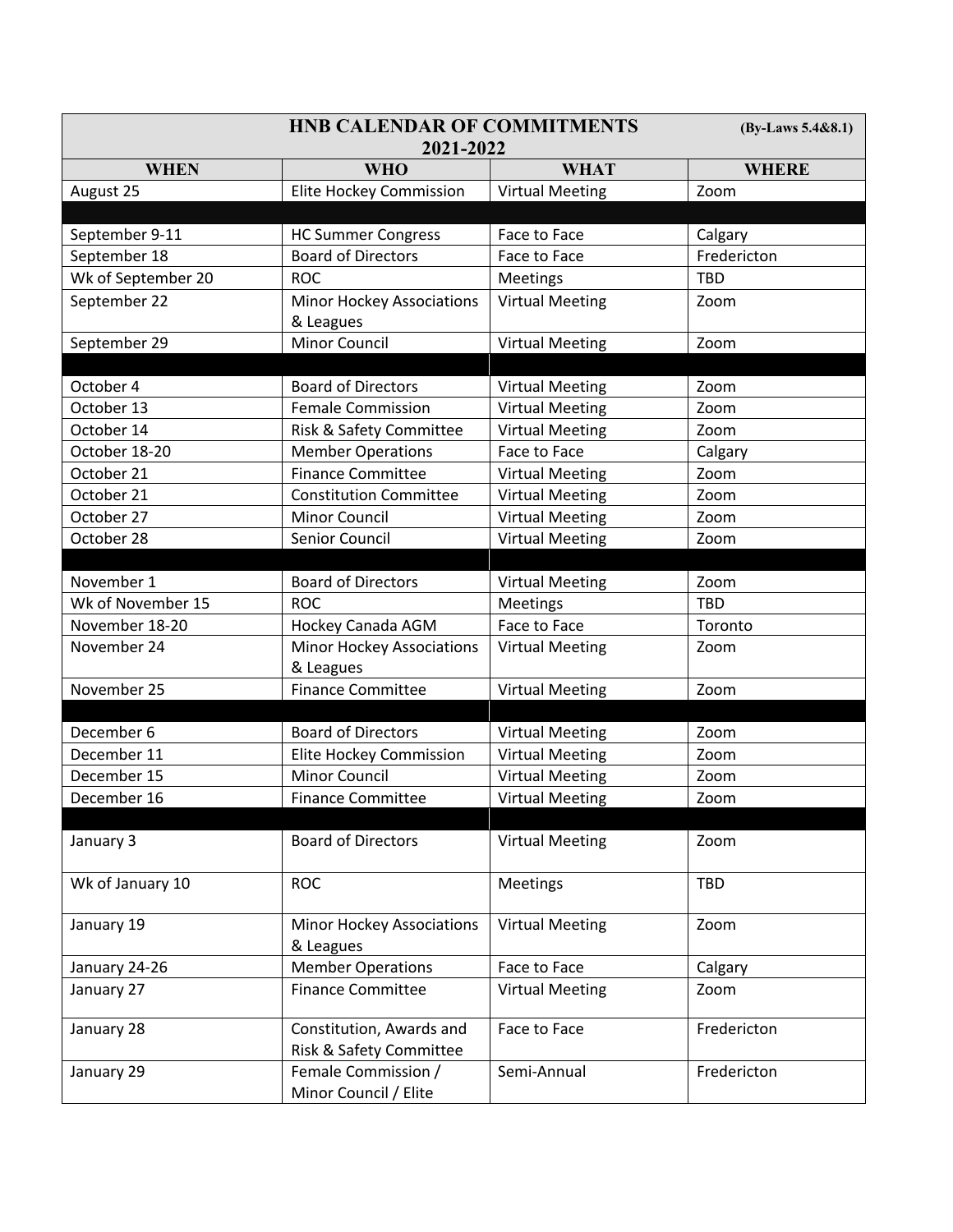| HNB CALENDAR OF COMMITMENTS 2021-2022 (By-Laws 5.4&8.1) | | | |
|---|---|---|---|
| **WHEN** | **WHO** | **WHAT** | **WHERE** |
| August 25 | Elite Hockey Commission | Virtual Meeting | Zoom |
| | | | |
| September 9-11 | HC Summer Congress | Face to Face | Calgary |
| September 18 | Board of Directors | Face to Face | Fredericton |
| Wk of September 20 | ROC | Meetings | TBD |
| September 22 | Minor Hockey Associations & Leagues | Virtual Meeting | Zoom |
| September 29 | Minor Council | Virtual Meeting | Zoom |
| | | | |
| October 4 | Board of Directors | Virtual Meeting | Zoom |
| October 13 | Female Commission | Virtual Meeting | Zoom |
| October 14 | Risk & Safety Committee | Virtual Meeting | Zoom |
| October 18-20 | Member Operations | Face to Face | Calgary |
| October 21 | Finance Committee | Virtual Meeting | Zoom |
| October 21 | Constitution Committee | Virtual Meeting | Zoom |
| October 27 | Minor Council | Virtual Meeting | Zoom |
| October 28 | Senior Council | Virtual Meeting | Zoom |
| | | | |
| November 1 | Board of Directors | Virtual Meeting | Zoom |
| Wk of November 15 | ROC | Meetings | TBD |
| November 18-20 | Hockey Canada AGM | Face to Face | Toronto |
| November 24 | Minor Hockey Associations & Leagues | Virtual Meeting | Zoom |
| November 25 | Finance Committee | Virtual Meeting | Zoom |
| | | | |
| December 6 | Board of Directors | Virtual Meeting | Zoom |
| December 11 | Elite Hockey Commission | Virtual Meeting | Zoom |
| December 15 | Minor Council | Virtual Meeting | Zoom |
| December 16 | Finance Committee | Virtual Meeting | Zoom |
| | | | |
| January 3 | Board of Directors | Virtual Meeting | Zoom |
| Wk of January 10 | ROC | Meetings | TBD |
| January 19 | Minor Hockey Associations & Leagues | Virtual Meeting | Zoom |
| January 24-26 | Member Operations | Face to Face | Calgary |
| January 27 | Finance Committee | Virtual Meeting | Zoom |
| January 28 | Constitution, Awards and Risk & Safety Committee | Face to Face | Fredericton |
| January 29 | Female Commission / Minor Council / Elite | Semi-Annual | Fredericton |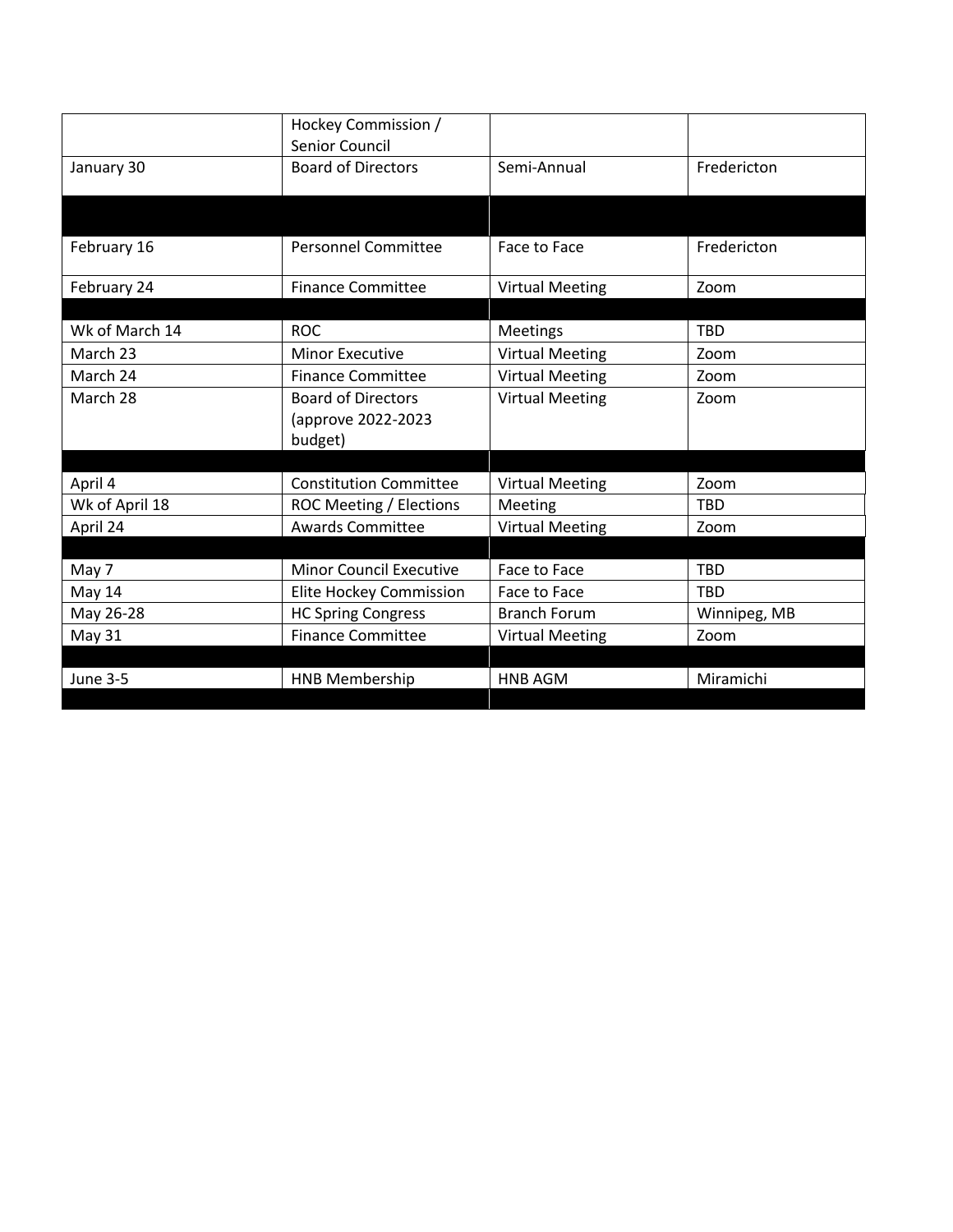| | | | |
|---|---|---|---|
| | Hockey Commission / Senior Council | | |
| January 30 | Board of Directors | Semi-Annual | Fredericton |
| | | | |
| February 16 | Personnel Committee | Face to Face | Fredericton |
| February 24 | Finance Committee | Virtual Meeting | Zoom |
| | | | |
| Wk of March 14 | ROC | Meetings | TBD |
| March 23 | Minor Executive | Virtual Meeting | Zoom |
| March 24 | Finance Committee | Virtual Meeting | Zoom |
| March 28 | Board of Directors (approve 2022-2023 budget) | Virtual Meeting | Zoom |
| | | | |
| April 4 | Constitution Committee | Virtual Meeting | Zoom |
| Wk of April 18 | ROC Meeting / Elections | Meeting | TBD |
| April 24 | Awards Committee | Virtual Meeting | Zoom |
| | | | |
| May 7 | Minor Council Executive | Face to Face | TBD |
| May 14 | Elite Hockey Commission | Face to Face | TBD |
| May 26-28 | HC Spring Congress | Branch Forum | Winnipeg, MB |
| May 31 | Finance Committee | Virtual Meeting | Zoom |
| | | | |
| June 3-5 | HNB Membership | HNB AGM | Miramichi |
| | | | |